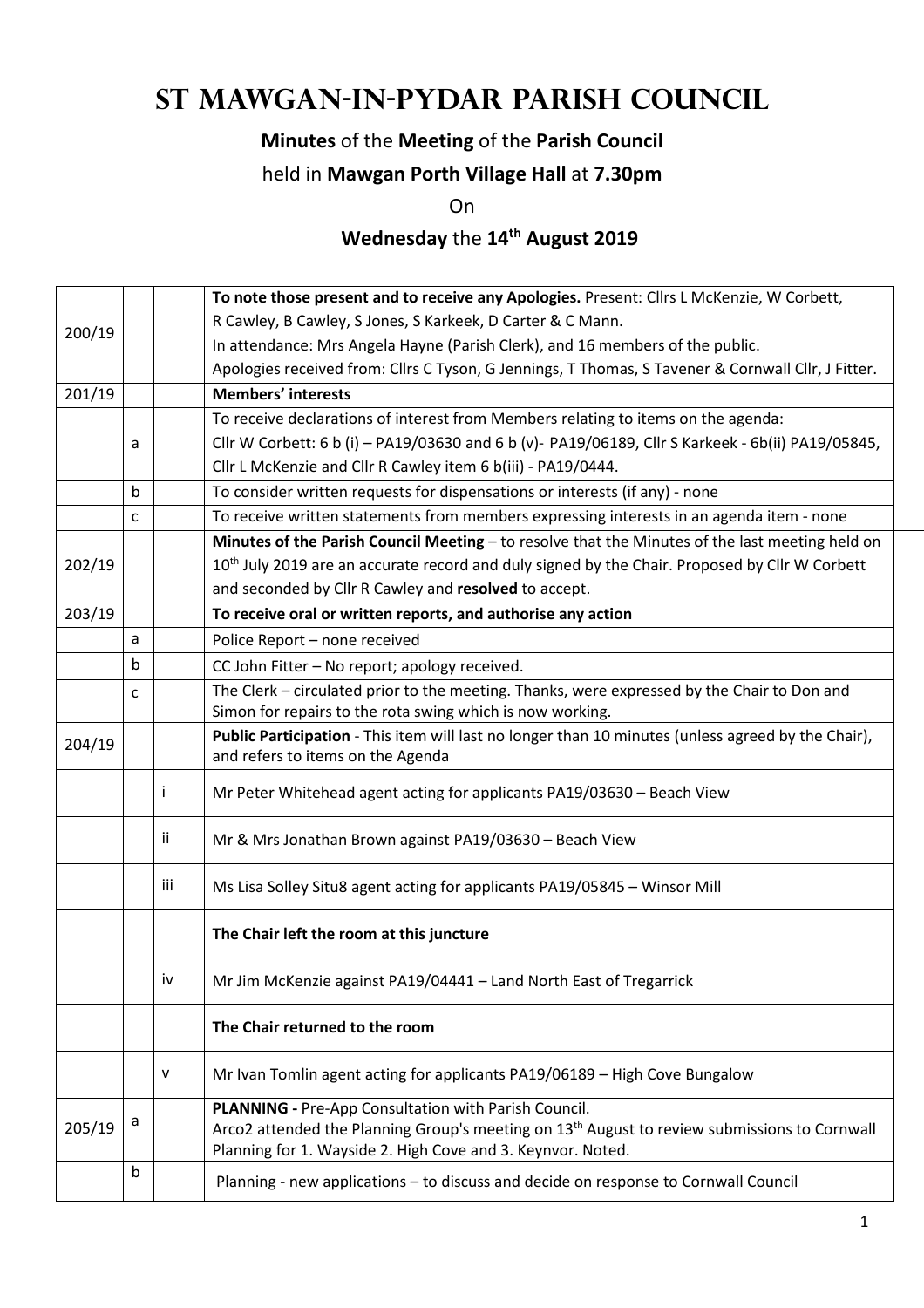# ST MAWGAN-IN-PYDAR PARISH COUNCIL

**Minutes** of the **Meeting** of the **Parish Council**

held in **Mawgan Porth Village Hall** at **7.30pm**

On

**Wednesday** the **14th August 2019**

| | | | |
|---|---|---|---|
| 200/19 | | | **To note those present and to receive any Apologies.** Present: Cllrs L McKenzie, W Corbett, R Cawley, B Cawley, S Jones, S Karkeek, D Carter & C Mann. In attendance: Mrs Angela Hayne (Parish Clerk), and 16 members of the public. Apologies received from: Cllrs C Tyson, G Jennings, T Thomas, S Tavener & Cornwall Cllr, J Fitter. |
| 201/19 | | | **Members' interests** |
| | a | | To receive declarations of interest from Members relating to items on the agenda: Cllr W Corbett: 6 b (i) – PA19/03630 and 6 b (v)- PA19/06189, Cllr S Karkeek - 6b(ii) PA19/05845, Cllr L McKenzie and Cllr R Cawley item 6 b(iii) - PA19/0444. |
| | b | | To consider written requests for dispensations or interests (if any) - none |
| | c | | To receive written statements from members expressing interests in an agenda item - none |
| 202/19 | | | **Minutes of the Parish Council Meeting** – to resolve that the Minutes of the last meeting held on 10th July 2019 are an accurate record and duly signed by the Chair. Proposed by Cllr W Corbett and seconded by Cllr R Cawley and **resolved** to accept. |
| 203/19 | | | **To receive oral or written reports, and authorise any action** |
| | a | | Police Report – none received |
| | b | | CC John Fitter – No report; apology received. |
| | c | | The Clerk – circulated prior to the meeting. Thanks, were expressed by the Chair to Don and Simon for repairs to the rota swing which is now working. |
| 204/19 | | | **Public Participation** - This item will last no longer than 10 minutes (unless agreed by the Chair), and refers to items on the Agenda |
| | | i | Mr Peter Whitehead agent acting for applicants PA19/03630 – Beach View |
| | | ii | Mr & Mrs Jonathan Brown against PA19/03630 – Beach View |
| | | iii | Ms Lisa Solley Situ8 agent acting for applicants PA19/05845 – Winsor Mill |
| | | | **The Chair left the room at this juncture** |
| | | iv | Mr Jim McKenzie against PA19/04441 – Land North East of Tregarrick |
| | | | **The Chair returned to the room** |
| | | v | Mr Ivan Tomlin agent acting for applicants PA19/06189 – High Cove Bungalow |
| 205/19 | a | | **PLANNING -** Pre-App Consultation with Parish Council. Arco2 attended the Planning Group's meeting on 13th August to review submissions to Cornwall Planning for 1. Wayside 2. High Cove and 3. Keynvor. Noted. |
| | b | | Planning - new applications – to discuss and decide on response to Cornwall Council |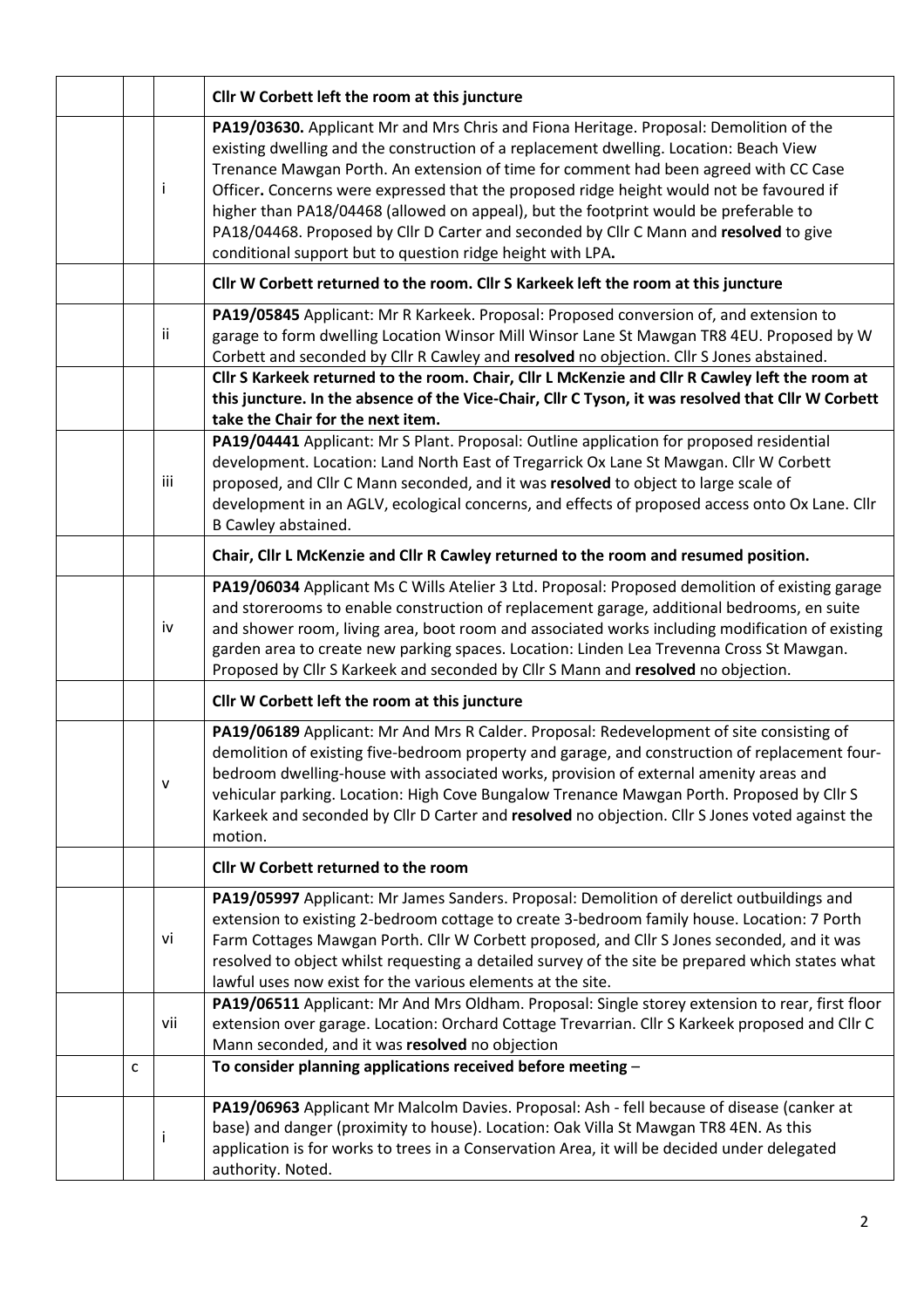| | | | |
|---|---|---|---|
| | | | **Cllr W Corbett left the room at this juncture** |
| | | i | **PA19/03630.** Applicant Mr and Mrs Chris and Fiona Heritage. Proposal: Demolition of the existing dwelling and the construction of a replacement dwelling. Location: Beach View Trenance Mawgan Porth. An extension of time for comment had been agreed with CC Case Officer**.** Concerns were expressed that the proposed ridge height would not be favoured if higher than PA18/04468 (allowed on appeal), but the footprint would be preferable to PA18/04468. Proposed by Cllr D Carter and seconded by Cllr C Mann and **resolved** to give conditional support but to question ridge height with LPA**.** |
| | | | **Cllr W Corbett returned to the room. Cllr S Karkeek left the room at this juncture** |
| | | ii | **PA19/05845** Applicant: Mr R Karkeek. Proposal: Proposed conversion of, and extension to garage to form dwelling Location Winsor Mill Winsor Lane St Mawgan TR8 4EU. Proposed by W Corbett and seconded by Cllr R Cawley and **resolved** no objection. Cllr S Jones abstained. |
| | | | **Cllr S Karkeek returned to the room. Chair, Cllr L McKenzie and Cllr R Cawley left the room at this juncture. In the absence of the Vice-Chair, Cllr C Tyson, it was resolved that Cllr W Corbett take the Chair for the next item.** |
| | | iii | **PA19/04441** Applicant: Mr S Plant. Proposal: Outline application for proposed residential development. Location: Land North East of Tregarrick Ox Lane St Mawgan. Cllr W Corbett proposed, and Cllr C Mann seconded, and it was **resolved** to object to large scale of development in an AGLV, ecological concerns, and effects of proposed access onto Ox Lane. Cllr B Cawley abstained. |
| | | | **Chair, Cllr L McKenzie and Cllr R Cawley returned to the room and resumed position.** |
| | | iv | **PA19/06034** Applicant Ms C Wills Atelier 3 Ltd. Proposal: Proposed demolition of existing garage and storerooms to enable construction of replacement garage, additional bedrooms, en suite and shower room, living area, boot room and associated works including modification of existing garden area to create new parking spaces. Location: Linden Lea Trevenna Cross St Mawgan. Proposed by Cllr S Karkeek and seconded by Cllr S Mann and **resolved** no objection. |
| | | | **Cllr W Corbett left the room at this juncture** |
| | | v | **PA19/06189** Applicant: Mr And Mrs R Calder. Proposal: Redevelopment of site consisting of demolition of existing five-bedroom property and garage, and construction of replacement four-bedroom dwelling-house with associated works, provision of external amenity areas and vehicular parking. Location: High Cove Bungalow Trenance Mawgan Porth. Proposed by Cllr S Karkeek and seconded by Cllr D Carter and **resolved** no objection. Cllr S Jones voted against the motion. |
| | | | **Cllr W Corbett returned to the room** |
| | | vi | **PA19/05997** Applicant: Mr James Sanders. Proposal: Demolition of derelict outbuildings and extension to existing 2-bedroom cottage to create 3-bedroom family house. Location: 7 Porth Farm Cottages Mawgan Porth. Cllr W Corbett proposed, and Cllr S Jones seconded, and it was resolved to object whilst requesting a detailed survey of the site be prepared which states what lawful uses now exist for the various elements at the site. |
| | | vii | **PA19/06511** Applicant: Mr And Mrs Oldham. Proposal: Single storey extension to rear, first floor extension over garage. Location: Orchard Cottage Trevarrian. Cllr S Karkeek proposed and Cllr C Mann seconded, and it was **resolved** no objection |
| | c | | **To consider planning applications received before meeting** – |
| | | i | **PA19/06963** Applicant Mr Malcolm Davies. Proposal: Ash - fell because of disease (canker at base) and danger (proximity to house). Location: Oak Villa St Mawgan TR8 4EN. As this application is for works to trees in a Conservation Area, it will be decided under delegated authority. Noted. |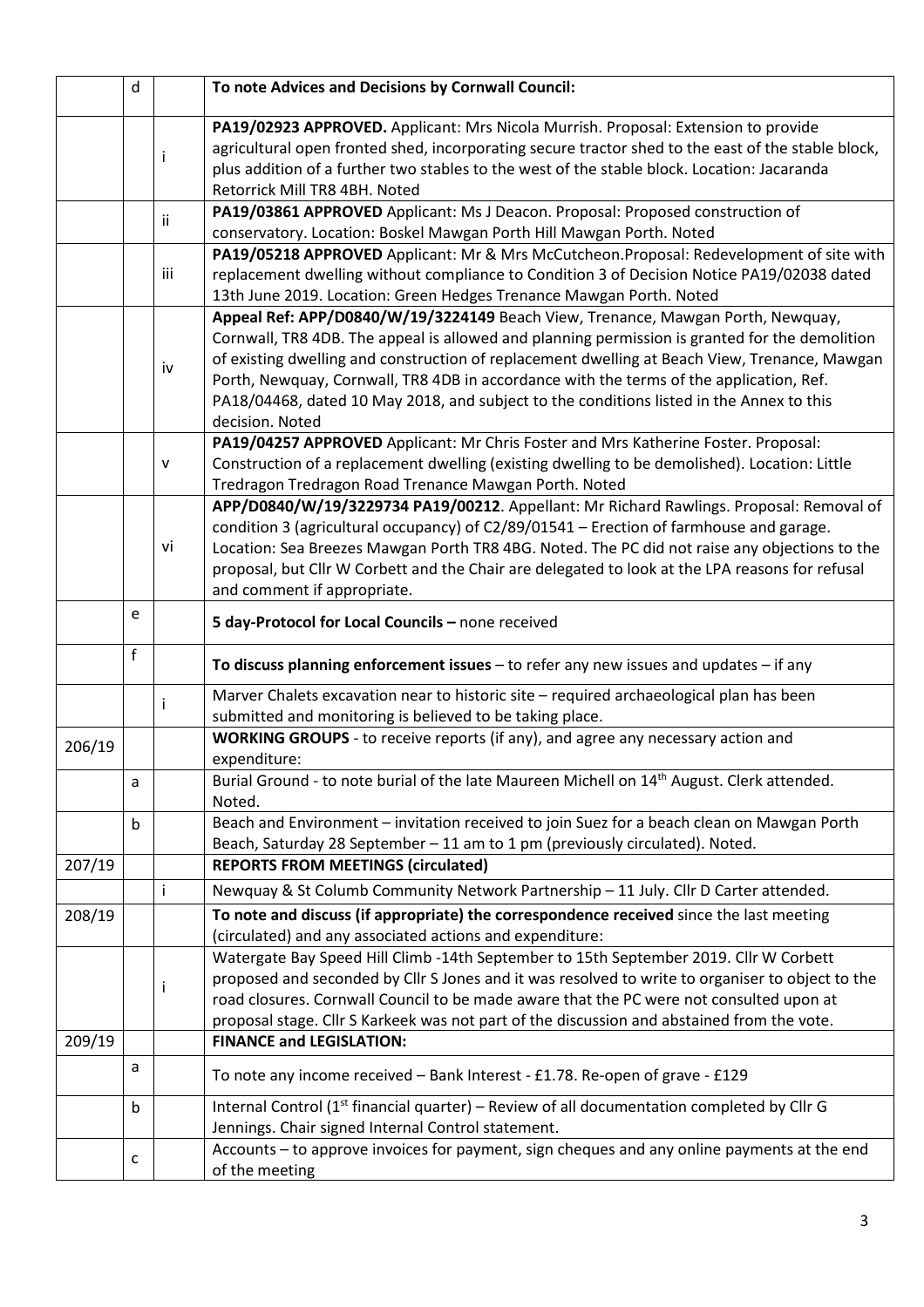|  |  |  |  |
|---|---|---|---|
|  | d |  | **To note Advices and Decisions by Cornwall Council:** |
|  |  | i | **PA19/02923 APPROVED.** Applicant: Mrs Nicola Murrish. Proposal: Extension to provide agricultural open fronted shed, incorporating secure tractor shed to the east of the stable block, plus addition of a further two stables to the west of the stable block. Location: Jacaranda Retorrick Mill TR8 4BH. Noted |
|  |  | ii | **PA19/03861 APPROVED** Applicant: Ms J Deacon. Proposal: Proposed construction of conservatory. Location: Boskel Mawgan Porth Hill Mawgan Porth. Noted |
|  |  | iii | **PA19/05218 APPROVED** Applicant: Mr & Mrs McCutcheon.Proposal: Redevelopment of site with replacement dwelling without compliance to Condition 3 of Decision Notice PA19/02038 dated 13th June 2019. Location: Green Hedges Trenance Mawgan Porth. Noted |
|  |  | iv | **Appeal Ref: APP/D0840/W/19/3224149** Beach View, Trenance, Mawgan Porth, Newquay, Cornwall, TR8 4DB. The appeal is allowed and planning permission is granted for the demolition of existing dwelling and construction of replacement dwelling at Beach View, Trenance, Mawgan Porth, Newquay, Cornwall, TR8 4DB in accordance with the terms of the application, Ref. PA18/04468, dated 10 May 2018, and subject to the conditions listed in the Annex to this decision. Noted |
|  |  | v | **PA19/04257 APPROVED** Applicant: Mr Chris Foster and Mrs Katherine Foster. Proposal: Construction of a replacement dwelling (existing dwelling to be demolished). Location: Little Tredragon Tredragon Road Trenance Mawgan Porth. Noted |
|  |  | vi | **APP/D0840/W/19/3229734 PA19/00212**. Appellant: Mr Richard Rawlings. Proposal: Removal of condition 3 (agricultural occupancy) of C2/89/01541 – Erection of farmhouse and garage. Location: Sea Breezes Mawgan Porth TR8 4BG. Noted. The PC did not raise any objections to the proposal, but Cllr W Corbett and the Chair are delegated to look at the LPA reasons for refusal and comment if appropriate. |
|  | e |  | **5 day-Protocol for Local Councils –** none received |
|  | f |  | **To discuss planning enforcement issues** – to refer any new issues and updates – if any |
|  |  | i | Marver Chalets excavation near to historic site – required archaeological plan has been submitted and monitoring is believed to be taking place. |
| 206/19 |  |  | **WORKING GROUPS** - to receive reports (if any), and agree any necessary action and expenditure: |
|  | a |  | Burial Ground - to note burial of the late Maureen Michell on 14th August. Clerk attended. Noted. |
|  | b |  | Beach and Environment – invitation received to join Suez for a beach clean on Mawgan Porth Beach, Saturday 28 September – 11 am to 1 pm (previously circulated). Noted. |
| 207/19 |  |  | **REPORTS FROM MEETINGS (circulated)** |
|  |  | i | Newquay & St Columb Community Network Partnership – 11 July. Cllr D Carter attended. |
| 208/19 |  |  | **To note and discuss (if appropriate) the correspondence received** since the last meeting (circulated) and any associated actions and expenditure: |
|  |  | i | Watergate Bay Speed Hill Climb -14th September to 15th September 2019. Cllr W Corbett proposed and seconded by Cllr S Jones and it was resolved to write to organiser to object to the road closures. Cornwall Council to be made aware that the PC were not consulted upon at proposal stage. Cllr S Karkeek was not part of the discussion and abstained from the vote. |
| 209/19 |  |  | **FINANCE and LEGISLATION:** |
|  | a |  | To note any income received – Bank Interest - £1.78. Re-open of grave - £129 |
|  | b |  | Internal Control (1st financial quarter) – Review of all documentation completed by Cllr G Jennings. Chair signed Internal Control statement. |
|  | c |  | Accounts – to approve invoices for payment, sign cheques and any online payments at the end of the meeting |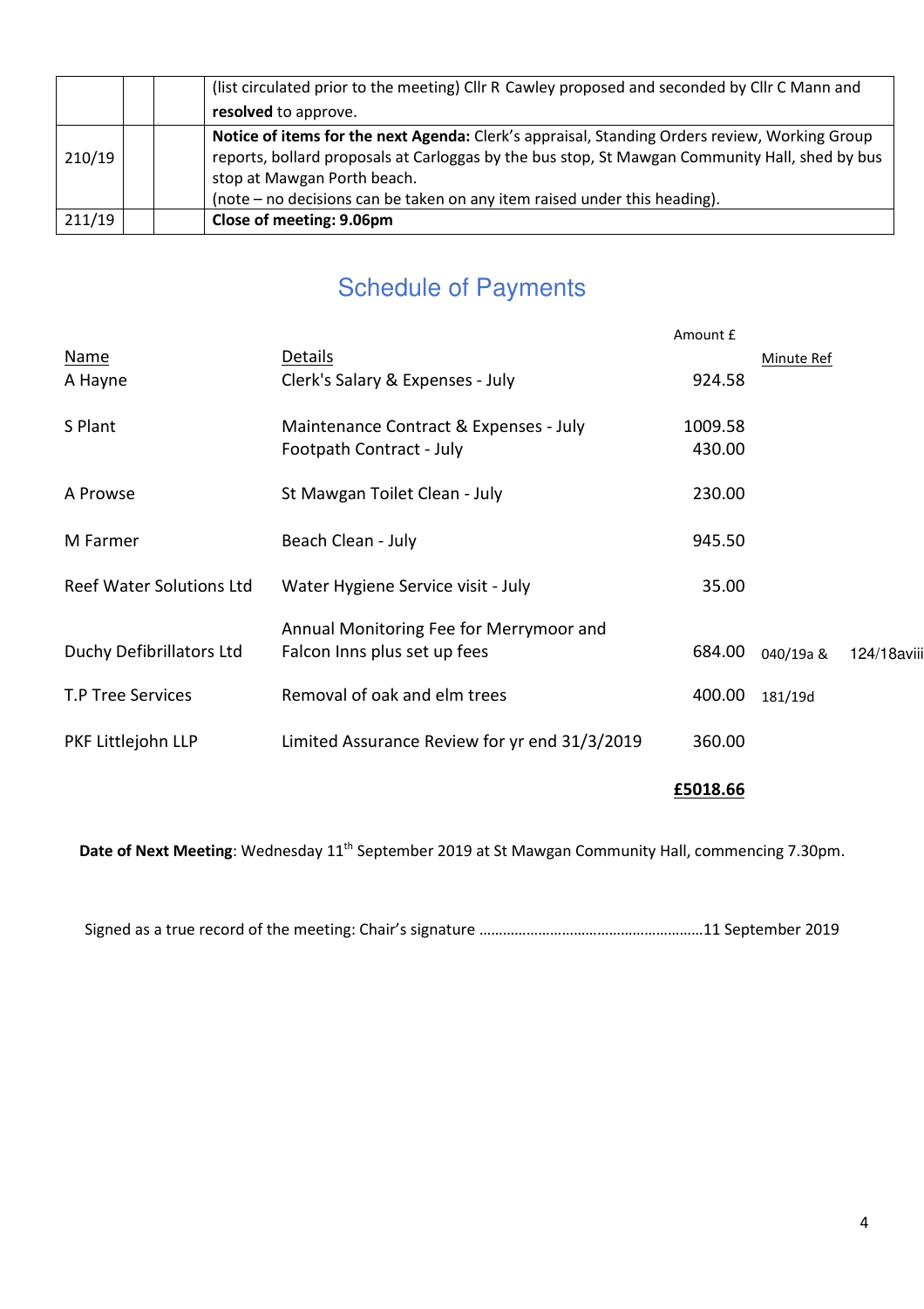| | | | |
|---|---|---|---|
| | | | (list circulated prior to the meeting) Cllr R Cawley proposed and seconded by Cllr C Mann and **resolved** to approve. |
| 210/19 | | | **Notice of items for the next Agenda:** Clerk's appraisal, Standing Orders review, Working Group reports, bollard proposals at Carloggas by the bus stop, St Mawgan Community Hall, shed by bus stop at Mawgan Porth beach. (note – no decisions can be taken on any item raised under this heading). |
| 211/19 | | | **Close of meeting: 9.06pm** |

## Schedule of Payments

| Name | Details | Amount £ | Minute Ref | |
|---|---|---|---|---|
| A Hayne | Clerk's Salary & Expenses - July | 924.58 | | |
| S Plant | Maintenance Contract & Expenses - July | 1009.58 | | |
| | Footpath Contract - July | 430.00 | | |
| A Prowse | St Mawgan Toilet Clean - July | 230.00 | | |
| M Farmer | Beach Clean - July | 945.50 | | |
| Reef Water Solutions Ltd | Water Hygiene Service visit - July | 35.00 | | |
| Duchy Defibrillators Ltd | Annual Monitoring Fee for Merrymoor and Falcon Inns plus set up fees | 684.00 | 040/19a & | 124/18aviii |
| T.P Tree Services | Removal of oak and elm trees | 400.00 | 181/19d | |
| PKF Littlejohn LLP | Limited Assurance Review for yr end 31/3/2019 | 360.00 | | |
| | | **£5018.66** | | |

**Date of Next Meeting**: Wednesday 11th September 2019 at St Mawgan Community Hall, commencing 7.30pm.

Signed as a true record of the meeting: Chair's signature ………………………………………………11 September 2019